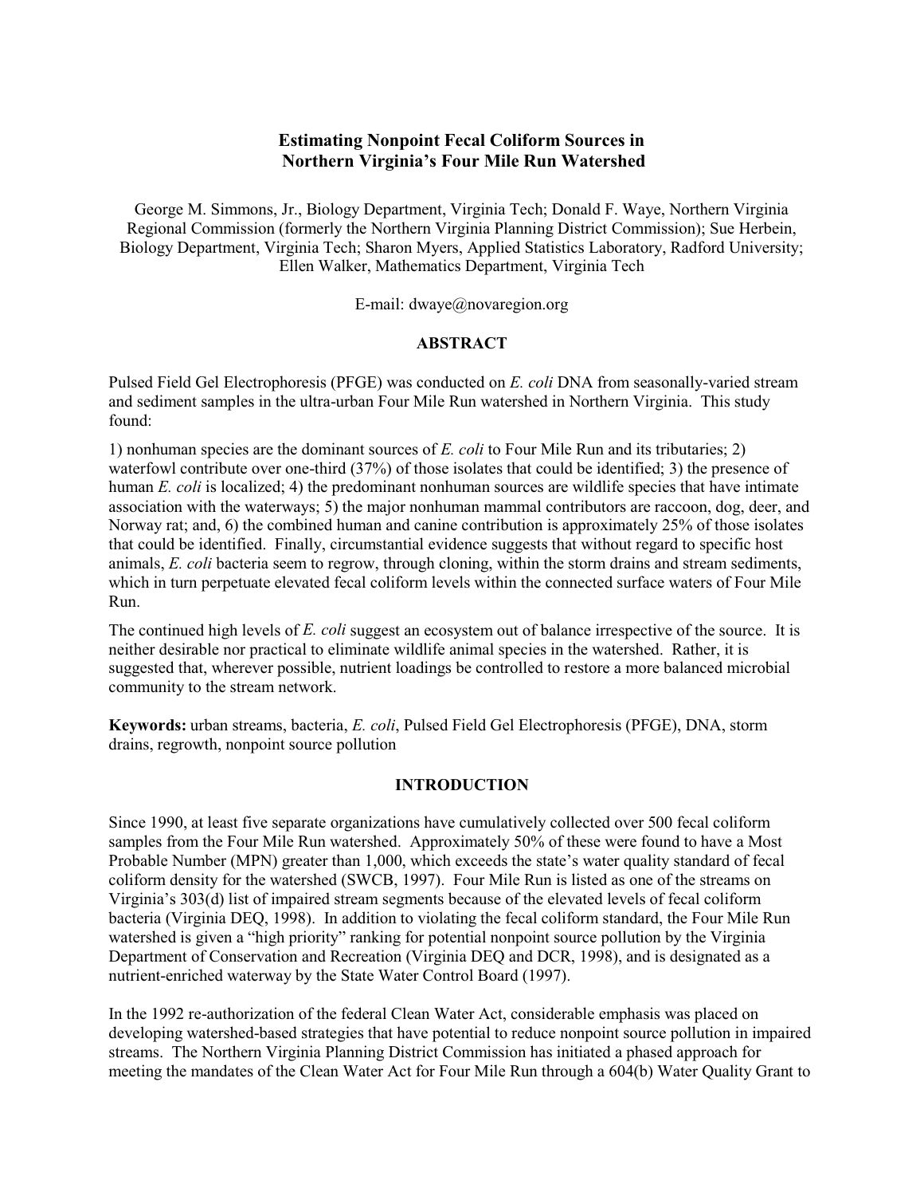# Estimating Nonpoint Fecal Coliform Sources in Northern Virginia's Four Mile Run Watershed

George M. Simmons, Jr., Biology Department, Virginia Tech; Donald F. Waye, Northern Virginia Regional Commission (formerly the Northern Virginia Planning District Commission); Sue Herbein, Biology Department, Virginia Tech; Sharon Myers, Applied Statistics Laboratory, Radford University; Ellen Walker, Mathematics Department, Virginia Tech

E-mail: dwaye@novaregion.org

## ABSTRACT

Pulsed Field Gel Electrophoresis (PFGE) was conducted on *E. coli* DNA from seasonally-varied stream and sediment samples in the ultra-urban Four Mile Run watershed in Northern Virginia. This study found:

1) nonhuman species are the dominant sources of *E. coli* to Four Mile Run and its tributaries; 2) waterfowl contribute over one-third (37%) of those isolates that could be identified; 3) the presence of human *E. coli* is localized; 4) the predominant nonhuman sources are wildlife species that have intimate association with the waterways; 5) the major nonhuman mammal contributors are raccoon, dog, deer, and Norway rat; and, 6) the combined human and canine contribution is approximately 25% of those isolates that could be identified. Finally, circumstantial evidence suggests that without regard to specific host animals, *E. coli* bacteria seem to regrow, through cloning, within the storm drains and stream sediments, which in turn perpetuate elevated fecal coliform levels within the connected surface waters of Four Mile Run.

The continued high levels of *E. coli* suggest an ecosystem out of balance irrespective of the source. It is neither desirable nor practical to eliminate wildlife animal species in the watershed. Rather, it is suggested that, wherever possible, nutrient loadings be controlled to restore a more balanced microbial community to the stream network.

**Keywords:** urban streams, bacteria, *E. coli*, Pulsed Field Gel Electrophoresis (PFGE), DNA, storm drains, regrowth, nonpoint source pollution

## INTRODUCTION

Since 1990, at least five separate organizations have cumulatively collected over 500 fecal coliform samples from the Four Mile Run watershed. Approximately 50% of these were found to have a Most Probable Number (MPN) greater than 1,000, which exceeds the state's water quality standard of fecal coliform density for the watershed (SWCB, 1997). Four Mile Run is listed as one of the streams on Virginia's 303(d) list of impaired stream segments because of the elevated levels of fecal coliform bacteria (Virginia DEQ, 1998). In addition to violating the fecal coliform standard, the Four Mile Run watershed is given a "high priority" ranking for potential nonpoint source pollution by the Virginia Department of Conservation and Recreation (Virginia DEQ and DCR, 1998), and is designated as a nutrient-enriched waterway by the State Water Control Board (1997).

In the 1992 re-authorization of the federal Clean Water Act, considerable emphasis was placed on developing watershed-based strategies that have potential to reduce nonpoint source pollution in impaired streams. The Northern Virginia Planning District Commission has initiated a phased approach for meeting the mandates of the Clean Water Act for Four Mile Run through a 604(b) Water Quality Grant to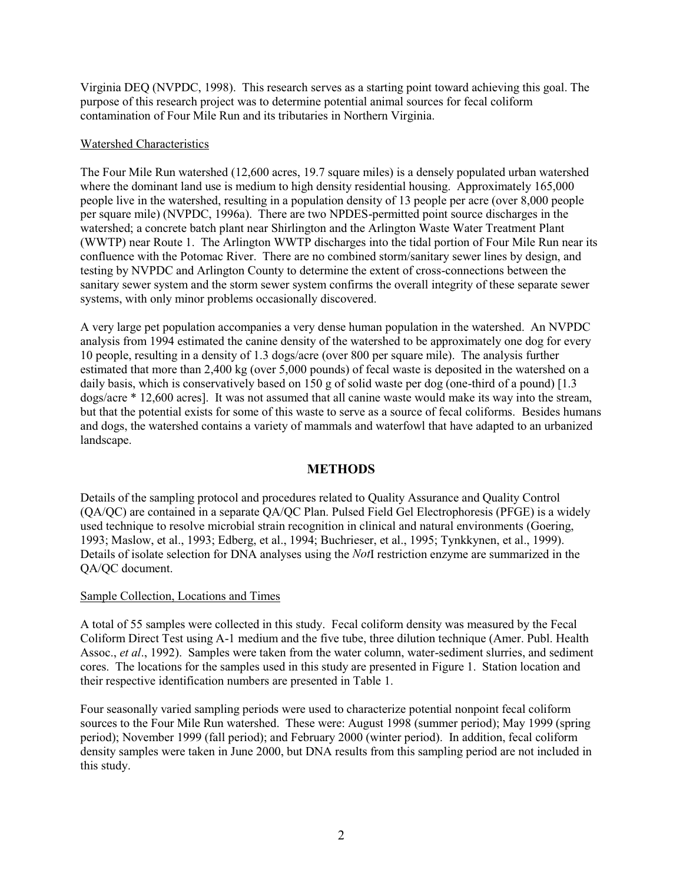Virginia DEQ (NVPDC, 1998). This research serves as a starting point toward achieving this goal. The purpose of this research project was to determine potential animal sources for fecal coliform contamination of Four Mile Run and its tributaries in Northern Virginia.

Watershed Characteristics

The Four Mile Run watershed (12,600 acres, 19.7 square miles) is a densely populated urban watershed where the dominant land use is medium to high density residential housing. Approximately 165,000 people live in the watershed, resulting in a population density of 13 people per acre (over 8,000 people per square mile) (NVPDC, 1996a). There are two NPDES-permitted point source discharges in the watershed; a concrete batch plant near Shirlington and the Arlington Waste Water Treatment Plant (WWTP) near Route 1. The Arlington WWTP discharges into the tidal portion of Four Mile Run near its confluence with the Potomac River. There are no combined storm/sanitary sewer lines by design, and testing by NVPDC and Arlington County to determine the extent of cross-connections between the sanitary sewer system and the storm sewer system confirms the overall integrity of these separate sewer systems, with only minor problems occasionally discovered.

A very large pet population accompanies a very dense human population in the watershed. An NVPDC analysis from 1994 estimated the canine density of the watershed to be approximately one dog for every 10 people, resulting in a density of 1.3 dogs/acre (over 800 per square mile). The analysis further estimated that more than 2,400 kg (over 5,000 pounds) of fecal waste is deposited in the watershed on a daily basis, which is conservatively based on 150 g of solid waste per dog (one-third of a pound) [1.3 dogs/acre * 12,600 acres]. It was not assumed that all canine waste would make its way into the stream, but that the potential exists for some of this waste to serve as a source of fecal coliforms. Besides humans and dogs, the watershed contains a variety of mammals and waterfowl that have adapted to an urbanized landscape.

## METHODS

Details of the sampling protocol and procedures related to Quality Assurance and Quality Control (QA/QC) are contained in a separate QA/QC Plan. Pulsed Field Gel Electrophoresis (PFGE) is a widely used technique to resolve microbial strain recognition in clinical and natural environments (Goering, 1993; Maslow, et al., 1993; Edberg, et al., 1994; Buchrieser, et al., 1995; Tynkkynen, et al., 1999). Details of isolate selection for DNA analyses using the *Not*I restriction enzyme are summarized in the QA/QC document.

Sample Collection, Locations and Times

A total of 55 samples were collected in this study. Fecal coliform density was measured by the Fecal Coliform Direct Test using A-1 medium and the five tube, three dilution technique (Amer. Publ. Health Assoc., *et al*., 1992). Samples were taken from the water column, water-sediment slurries, and sediment cores. The locations for the samples used in this study are presented in Figure 1. Station location and their respective identification numbers are presented in Table 1.

Four seasonally varied sampling periods were used to characterize potential nonpoint fecal coliform sources to the Four Mile Run watershed. These were: August 1998 (summer period); May 1999 (spring period); November 1999 (fall period); and February 2000 (winter period). In addition, fecal coliform density samples were taken in June 2000, but DNA results from this sampling period are not included in this study.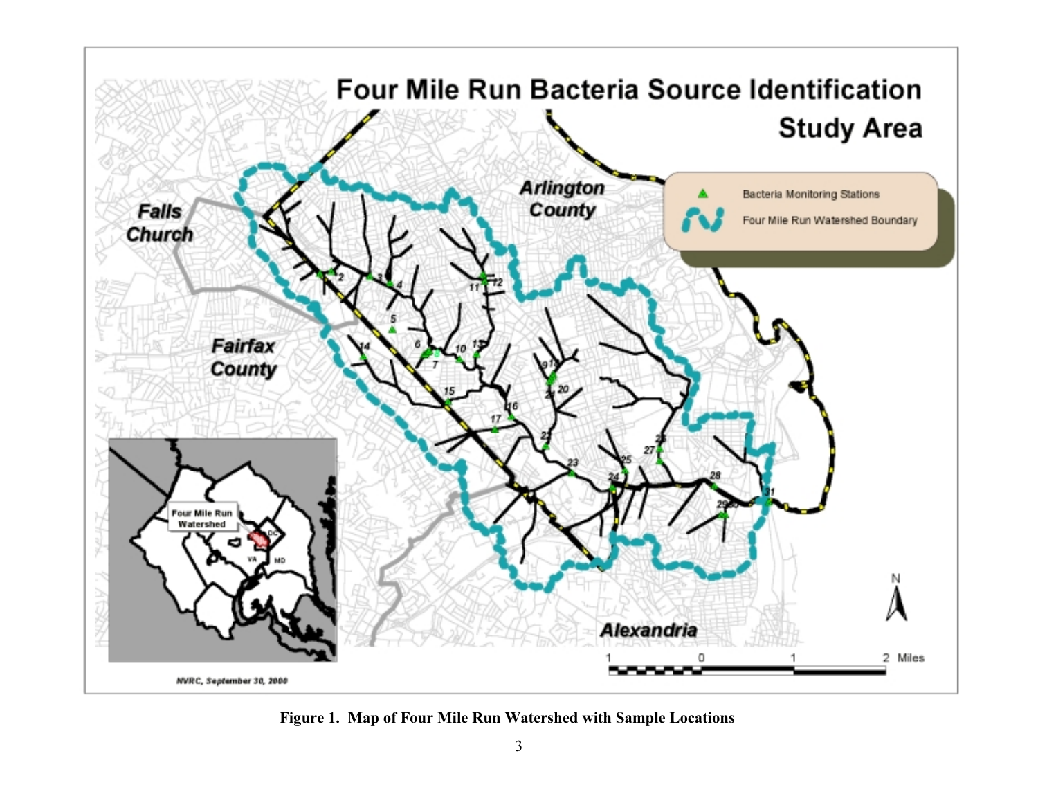**Figure 1. Map of Four Mile Run Watershed with Sample Locations**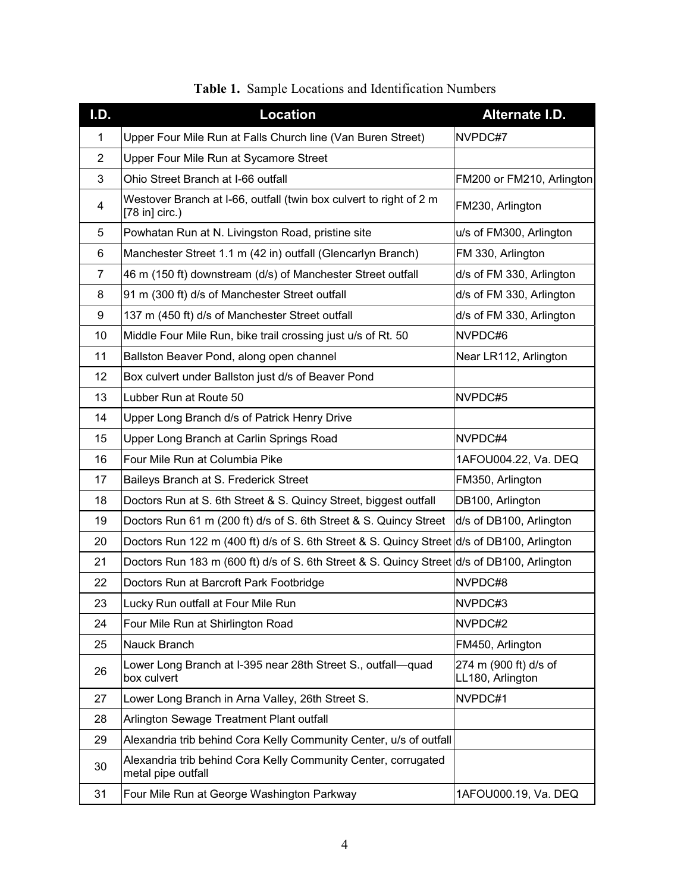**Table 1.** Sample Locations and Identification Numbers

| I.D. | Location | Alternate I.D. |
|---|---|---|
| 1 | Upper Four Mile Run at Falls Church line (Van Buren Street) | NVPDC#7 |
| 2 | Upper Four Mile Run at Sycamore Street | |
| 3 | Ohio Street Branch at I-66 outfall | FM200 or FM210, Arlington |
| 4 | Westover Branch at I-66, outfall (twin box culvert to right of 2 m [78 in] circ.) | FM230, Arlington |
| 5 | Powhatan Run at N. Livingston Road, pristine site | u/s of FM300, Arlington |
| 6 | Manchester Street 1.1 m (42 in) outfall (Glencarlyn Branch) | FM 330, Arlington |
| 7 | 46 m (150 ft) downstream (d/s) of Manchester Street outfall | d/s of FM 330, Arlington |
| 8 | 91 m (300 ft) d/s of Manchester Street outfall | d/s of FM 330, Arlington |
| 9 | 137 m (450 ft) d/s of Manchester Street outfall | d/s of FM 330, Arlington |
| 10 | Middle Four Mile Run, bike trail crossing just u/s of Rt. 50 | NVPDC#6 |
| 11 | Ballston Beaver Pond, along open channel | Near LR112, Arlington |
| 12 | Box culvert under Ballston just d/s of Beaver Pond | |
| 13 | Lubber Run at Route 50 | NVPDC#5 |
| 14 | Upper Long Branch d/s of Patrick Henry Drive | |
| 15 | Upper Long Branch at Carlin Springs Road | NVPDC#4 |
| 16 | Four Mile Run at Columbia Pike | 1AFOU004.22, Va. DEQ |
| 17 | Baileys Branch at S. Frederick Street | FM350, Arlington |
| 18 | Doctors Run at S. 6th Street & S. Quincy Street, biggest outfall | DB100, Arlington |
| 19 | Doctors Run 61 m (200 ft) d/s of S. 6th Street & S. Quincy Street | d/s of DB100, Arlington |
| 20 | Doctors Run 122 m (400 ft) d/s of S. 6th Street & S. Quincy Street | d/s of DB100, Arlington |
| 21 | Doctors Run 183 m (600 ft) d/s of S. 6th Street & S. Quincy Street | d/s of DB100, Arlington |
| 22 | Doctors Run at Barcroft Park Footbridge | NVPDC#8 |
| 23 | Lucky Run outfall at Four Mile Run | NVPDC#3 |
| 24 | Four Mile Run at Shirlington Road | NVPDC#2 |
| 25 | Nauck Branch | FM450, Arlington |
| 26 | Lower Long Branch at I-395 near 28th Street S., outfall—quad box culvert | 274 m (900 ft) d/s of LL180, Arlington |
| 27 | Lower Long Branch in Arna Valley, 26th Street S. | NVPDC#1 |
| 28 | Arlington Sewage Treatment Plant outfall | |
| 29 | Alexandria trib behind Cora Kelly Community Center, u/s of outfall | |
| 30 | Alexandria trib behind Cora Kelly Community Center, corrugated metal pipe outfall | |
| 31 | Four Mile Run at George Washington Parkway | 1AFOU000.19, Va. DEQ |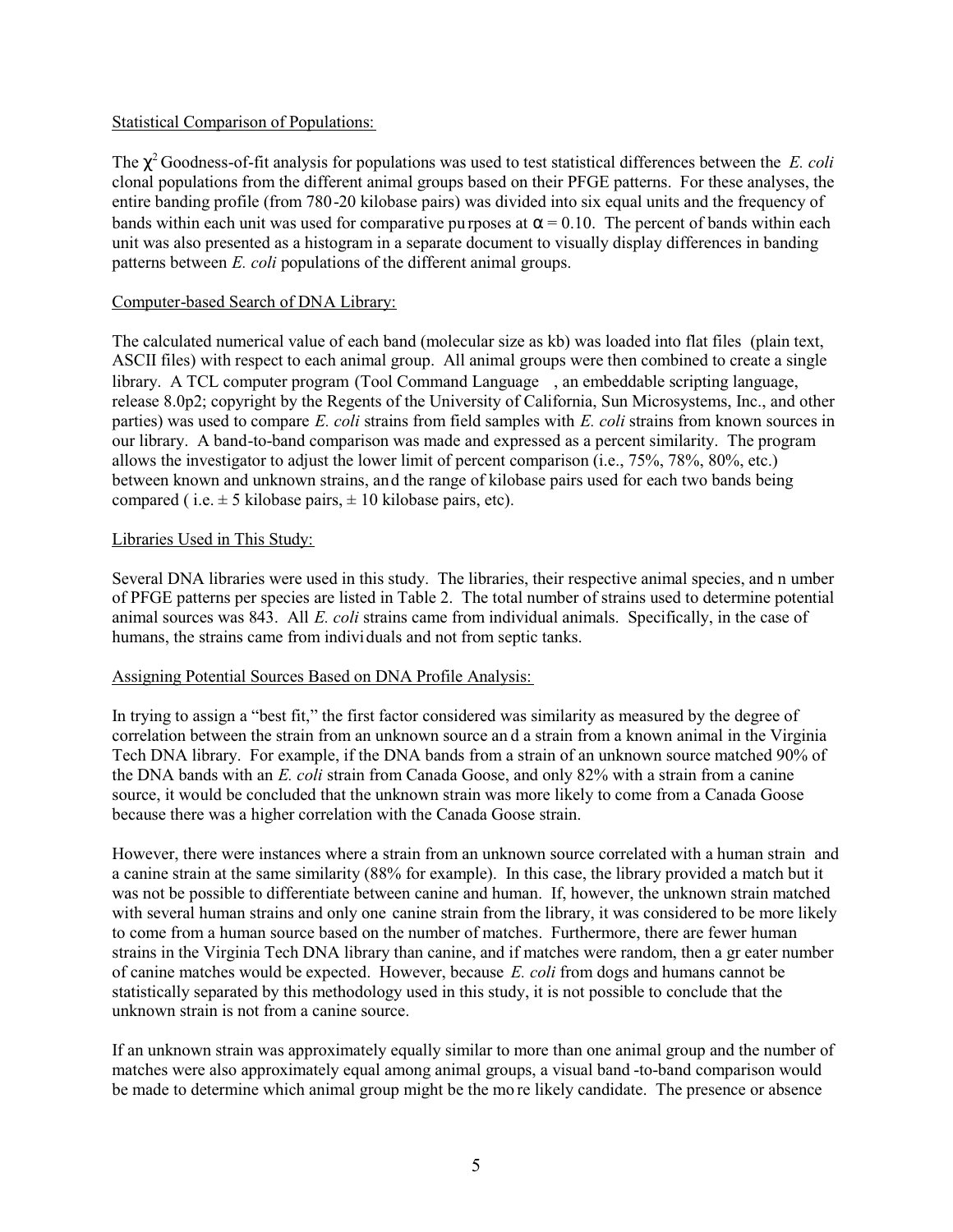Statistical Comparison of Populations:

The $\chi^2$ Goodness-of-fit analysis for populations was used to test statistical differences between the *E. coli* clonal populations from the different animal groups based on their PFGE patterns. For these analyses, the entire banding profile (from 780-20 kilobase pairs) was divided into six equal units and the frequency of bands within each unit was used for comparative purposes at $\alpha = 0.10$. The percent of bands within each unit was also presented as a histogram in a separate document to visually display differences in banding patterns between *E. coli* populations of the different animal groups.

Computer-based Search of DNA Library:

The calculated numerical value of each band (molecular size as kb) was loaded into flat files (plain text, ASCII files) with respect to each animal group. All animal groups were then combined to create a single library. A TCL computer program (Tool Command Language, an embeddable scripting language, release 8.0p2; copyright by the Regents of the University of California, Sun Microsystems, Inc., and other parties) was used to compare *E. coli* strains from field samples with *E. coli* strains from known sources in our library. A band-to-band comparison was made and expressed as a percent similarity. The program allows the investigator to adjust the lower limit of percent comparison (i.e., 75%, 78%, 80%, etc.) between known and unknown strains, and the range of kilobase pairs used for each two bands being compared ( i.e. ± 5 kilobase pairs, ± 10 kilobase pairs, etc).

Libraries Used in This Study:

Several DNA libraries were used in this study. The libraries, their respective animal species, and number of PFGE patterns per species are listed in Table 2. The total number of strains used to determine potential animal sources was 843. All *E. coli* strains came from individual animals. Specifically, in the case of humans, the strains came from individuals and not from septic tanks.

Assigning Potential Sources Based on DNA Profile Analysis:

In trying to assign a "best fit," the first factor considered was similarity as measured by the degree of correlation between the strain from an unknown source and a strain from a known animal in the Virginia Tech DNA library. For example, if the DNA bands from a strain of an unknown source matched 90% of the DNA bands with an *E. coli* strain from Canada Goose, and only 82% with a strain from a canine source, it would be concluded that the unknown strain was more likely to come from a Canada Goose because there was a higher correlation with the Canada Goose strain.

However, there were instances where a strain from an unknown source correlated with a human strain and a canine strain at the same similarity (88% for example). In this case, the library provided a match but it was not be possible to differentiate between canine and human. If, however, the unknown strain matched with several human strains and only one canine strain from the library, it was considered to be more likely to come from a human source based on the number of matches. Furthermore, there are fewer human strains in the Virginia Tech DNA library than canine, and if matches were random, then a greater number of canine matches would be expected. However, because *E. coli* from dogs and humans cannot be statistically separated by this methodology used in this study, it is not possible to conclude that the unknown strain is not from a canine source.

If an unknown strain was approximately equally similar to more than one animal group and the number of matches were also approximately equal among animal groups, a visual band-to-band comparison would be made to determine which animal group might be the more likely candidate. The presence or absence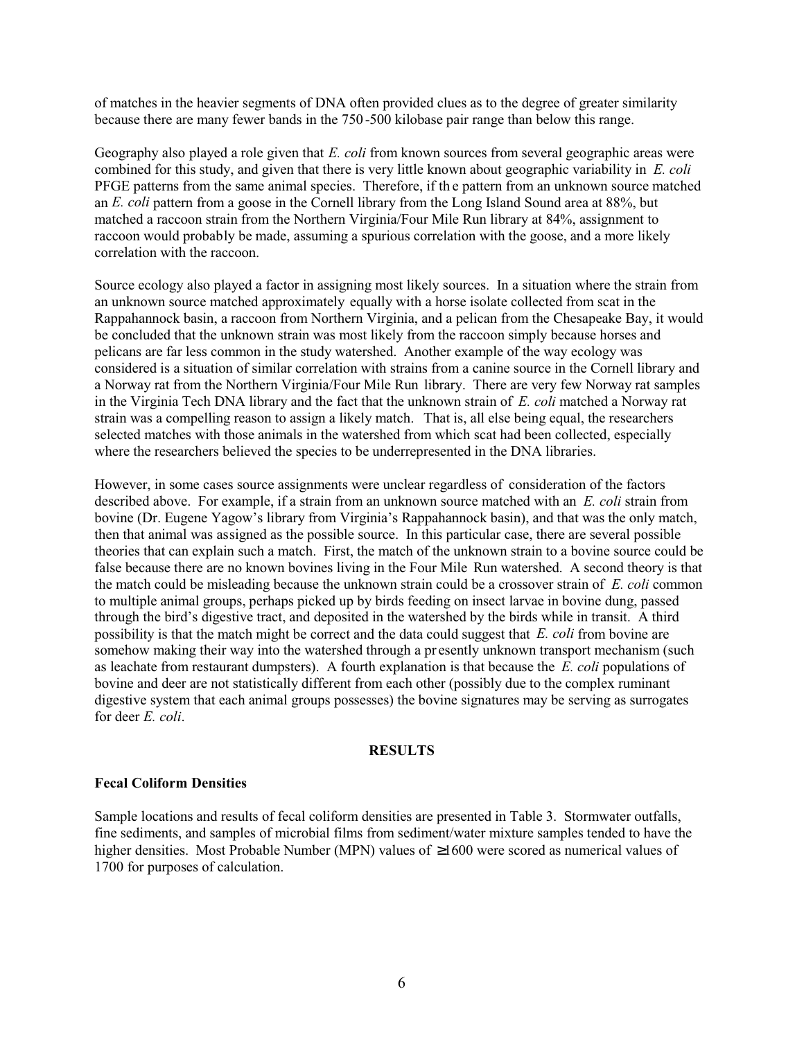of matches in the heavier segments of DNA often provided clues as to the degree of greater similarity because there are many fewer bands in the 750-500 kilobase pair range than below this range.

Geography also played a role given that *E. coli* from known sources from several geographic areas were combined for this study, and given that there is very little known about geographic variability in *E. coli* PFGE patterns from the same animal species. Therefore, if the pattern from an unknown source matched an *E. coli* pattern from a goose in the Cornell library from the Long Island Sound area at 88%, but matched a raccoon strain from the Northern Virginia/Four Mile Run library at 84%, assignment to raccoon would probably be made, assuming a spurious correlation with the goose, and a more likely correlation with the raccoon.

Source ecology also played a factor in assigning most likely sources. In a situation where the strain from an unknown source matched approximately equally with a horse isolate collected from scat in the Rappahannock basin, a raccoon from Northern Virginia, and a pelican from the Chesapeake Bay, it would be concluded that the unknown strain was most likely from the raccoon simply because horses and pelicans are far less common in the study watershed. Another example of the way ecology was considered is a situation of similar correlation with strains from a canine source in the Cornell library and a Norway rat from the Northern Virginia/Four Mile Run library. There are very few Norway rat samples in the Virginia Tech DNA library and the fact that the unknown strain of *E. coli* matched a Norway rat strain was a compelling reason to assign a likely match. That is, all else being equal, the researchers selected matches with those animals in the watershed from which scat had been collected, especially where the researchers believed the species to be underrepresented in the DNA libraries.

However, in some cases source assignments were unclear regardless of consideration of the factors described above. For example, if a strain from an unknown source matched with an *E. coli* strain from bovine (Dr. Eugene Yagow's library from Virginia's Rappahannock basin), and that was the only match, then that animal was assigned as the possible source. In this particular case, there are several possible theories that can explain such a match. First, the match of the unknown strain to a bovine source could be false because there are no known bovines living in the Four Mile Run watershed. A second theory is that the match could be misleading because the unknown strain could be a crossover strain of *E. coli* common to multiple animal groups, perhaps picked up by birds feeding on insect larvae in bovine dung, passed through the bird's digestive tract, and deposited in the watershed by the birds while in transit. A third possibility is that the match might be correct and the data could suggest that *E. coli* from bovine are somehow making their way into the watershed through a presently unknown transport mechanism (such as leachate from restaurant dumpsters). A fourth explanation is that because the *E. coli* populations of bovine and deer are not statistically different from each other (possibly due to the complex ruminant digestive system that each animal groups possesses) the bovine signatures may be serving as surrogates for deer *E. coli*.

## RESULTS

### Fecal Coliform Densities

Sample locations and results of fecal coliform densities are presented in Table 3. Stormwater outfalls, fine sediments, and samples of microbial films from sediment/water mixture samples tended to have the higher densities. Most Probable Number (MPN) values of $\geq$1600 were scored as numerical values of 1700 for purposes of calculation.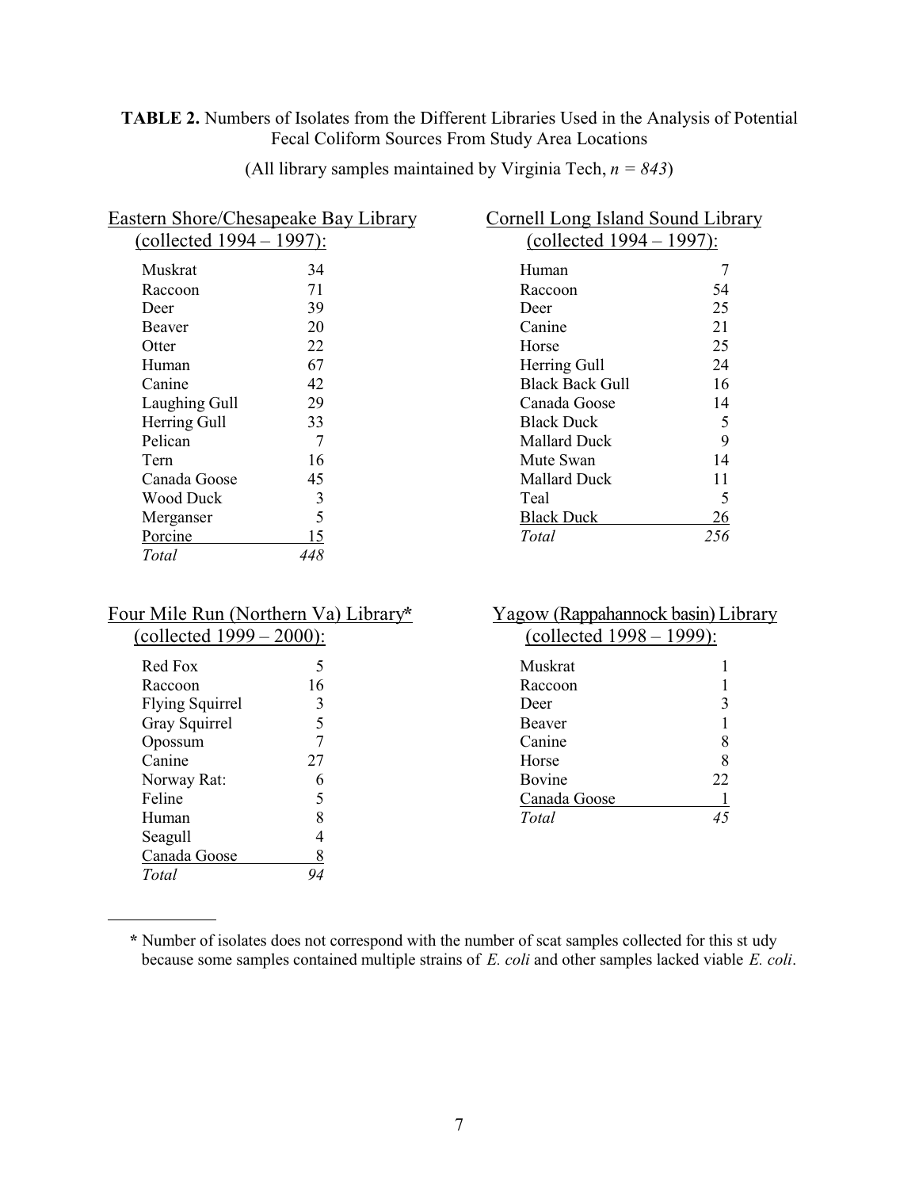**TABLE 2.** Numbers of Isolates from the Different Libraries Used in the Analysis of Potential Fecal Coliform Sources From Study Area Locations

(All library samples maintained by Virginia Tech, *n = 843*)

Eastern Shore/Chesapeake Bay Library (collected 1994 – 1997):

| Source | Isolates |
|---|---|
| Muskrat | 34 |
| Raccoon | 71 |
| Deer | 39 |
| Beaver | 20 |
| Otter | 22 |
| Human | 67 |
| Canine | 42 |
| Laughing Gull | 29 |
| Herring Gull | 33 |
| Pelican | 7 |
| Tern | 16 |
| Canada Goose | 45 |
| Wood Duck | 3 |
| Merganser | 5 |
| Porcine | 15 |
| *Total* | *448* |

Cornell Long Island Sound Library (collected 1994 – 1997):

| Source | Isolates |
|---|---|
| Human | 7 |
| Raccoon | 54 |
| Deer | 25 |
| Canine | 21 |
| Horse | 25 |
| Herring Gull | 24 |
| Black Back Gull | 16 |
| Canada Goose | 14 |
| Black Duck | 5 |
| Mallard Duck | 9 |
| Mute Swan | 14 |
| Mallard Duck | 11 |
| Teal | 5 |
| Black Duck | 26 |
| *Total* | *256* |

Four Mile Run (Northern Va) Library* (collected 1999 – 2000):

| Source | Isolates |
|---|---|
| Red Fox | 5 |
| Raccoon | 16 |
| Flying Squirrel | 3 |
| Gray Squirrel | 5 |
| Opossum | 7 |
| Canine | 27 |
| Norway Rat: | 6 |
| Feline | 5 |
| Human | 8 |
| Seagull | 4 |
| Canada Goose | 8 |
| *Total* | *94* |

Yagow (Rappahannock basin) Library (collected 1998 – 1999):

| Source | Isolates |
|---|---|
| Muskrat | 1 |
| Raccoon | 1 |
| Deer | 3 |
| Beaver | 1 |
| Canine | 8 |
| Horse | 8 |
| Bovine | 22 |
| Canada Goose | 1 |
| *Total* | *45* |

**\*** Number of isolates does not correspond with the number of scat samples collected for this st udy because some samples contained multiple strains of *E. coli* and other samples lacked viable *E. coli*.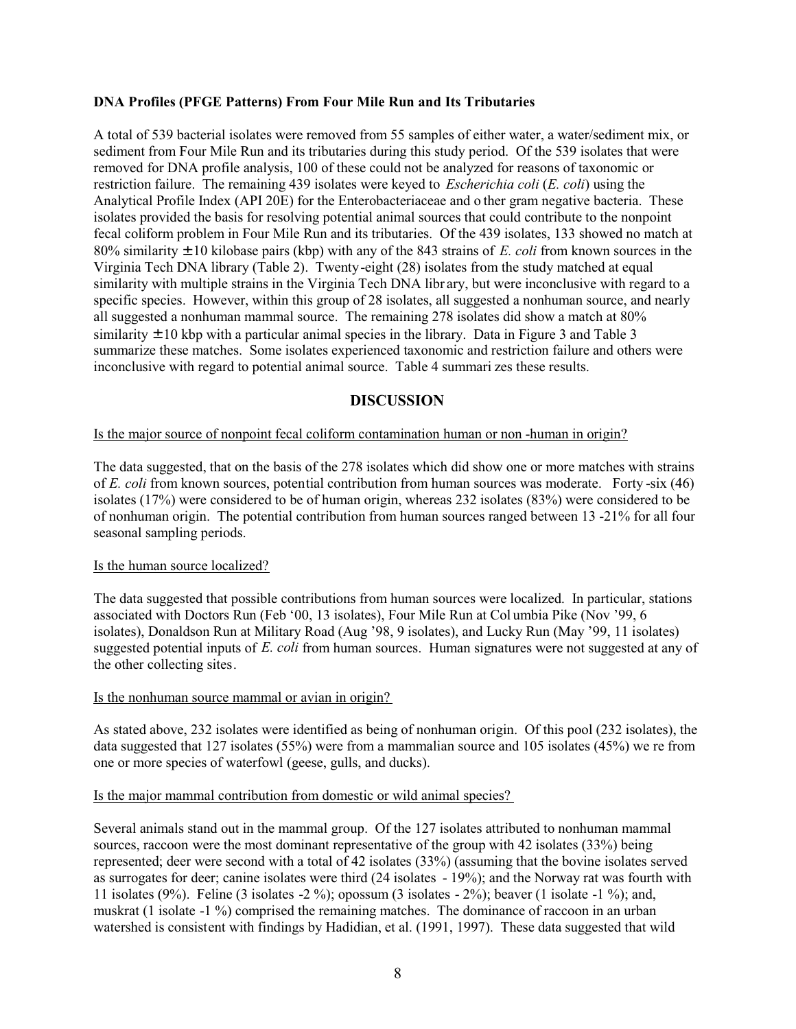**DNA Profiles (PFGE Patterns) From Four Mile Run and Its Tributaries**

A total of 539 bacterial isolates were removed from 55 samples of either water, a water/sediment mix, or sediment from Four Mile Run and its tributaries during this study period. Of the 539 isolates that were removed for DNA profile analysis, 100 of these could not be analyzed for reasons of taxonomic or restriction failure. The remaining 439 isolates were keyed to *Escherichia coli* (*E. coli*) using the Analytical Profile Index (API 20E) for the Enterobacteriaceae and other gram negative bacteria. These isolates provided the basis for resolving potential animal sources that could contribute to the nonpoint fecal coliform problem in Four Mile Run and its tributaries. Of the 439 isolates, 133 showed no match at 80% similarity ± 10 kilobase pairs (kbp) with any of the 843 strains of *E. coli* from known sources in the Virginia Tech DNA library (Table 2). Twenty-eight (28) isolates from the study matched at equal similarity with multiple strains in the Virginia Tech DNA library, but were inconclusive with regard to a specific species. However, within this group of 28 isolates, all suggested a nonhuman source, and nearly all suggested a nonhuman mammal source. The remaining 278 isolates did show a match at 80% similarity ± 10 kbp with a particular animal species in the library. Data in Figure 3 and Table 3 summarize these matches. Some isolates experienced taxonomic and restriction failure and others were inconclusive with regard to potential animal source. Table 4 summarizes these results.

## DISCUSSION

Is the major source of nonpoint fecal coliform contamination human or non-human in origin?

The data suggested, that on the basis of the 278 isolates which did show one or more matches with strains of *E. coli* from known sources, potential contribution from human sources was moderate. Forty-six (46) isolates (17%) were considered to be of human origin, whereas 232 isolates (83%) were considered to be of nonhuman origin. The potential contribution from human sources ranged between 13-21% for all four seasonal sampling periods.

Is the human source localized?

The data suggested that possible contributions from human sources were localized. In particular, stations associated with Doctors Run (Feb '00, 13 isolates), Four Mile Run at Columbia Pike (Nov '99, 6 isolates), Donaldson Run at Military Road (Aug '98, 9 isolates), and Lucky Run (May '99, 11 isolates) suggested potential inputs of *E. coli* from human sources. Human signatures were not suggested at any of the other collecting sites.

Is the nonhuman source mammal or avian in origin?

As stated above, 232 isolates were identified as being of nonhuman origin. Of this pool (232 isolates), the data suggested that 127 isolates (55%) were from a mammalian source and 105 isolates (45%) were from one or more species of waterfowl (geese, gulls, and ducks).

Is the major mammal contribution from domestic or wild animal species?

Several animals stand out in the mammal group. Of the 127 isolates attributed to nonhuman mammal sources, raccoon were the most dominant representative of the group with 42 isolates (33%) being represented; deer were second with a total of 42 isolates (33%) (assuming that the bovine isolates served as surrogates for deer; canine isolates were third (24 isolates - 19%); and the Norway rat was fourth with 11 isolates (9%). Feline (3 isolates -2 %); opossum (3 isolates - 2%); beaver (1 isolate -1 %); and, muskrat (1 isolate -1 %) comprised the remaining matches. The dominance of raccoon in an urban watershed is consistent with findings by Hadidian, et al. (1991, 1997). These data suggested that wild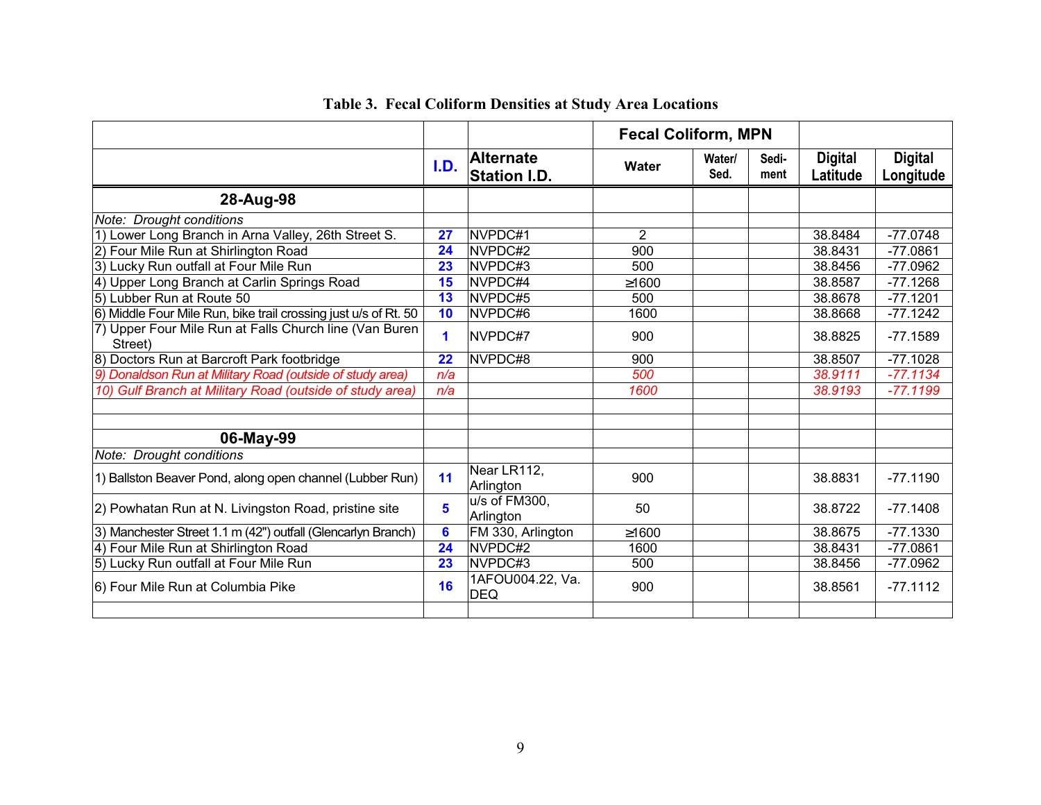**Table 3. Fecal Coliform Densities at Study Area Locations**

| | | | Fecal Coliform, MPN | | | | |
|---|---|---|---|---|---|---|---|
| | **I.D.** | **Alternate Station I.D.** | **Water** | **Water/ Sed.** | **Sedi-ment** | **Digital Latitude** | **Digital Longitude** |
| **28-Aug-98** | | | | | | | |
| *Note: Drought conditions* | | | | | | | |
| 1) Lower Long Branch in Arna Valley, 26th Street S. | **27** | NVPDC#1 | 2 | | | 38.8484 | -77.0748 |
| 2) Four Mile Run at Shirlington Road | **24** | NVPDC#2 | 900 | | | 38.8431 | -77.0861 |
| 3) Lucky Run outfall at Four Mile Run | **23** | NVPDC#3 | 500 | | | 38.8456 | -77.0962 |
| 4) Upper Long Branch at Carlin Springs Road | **15** | NVPDC#4 | ≥1600 | | | 38.8587 | -77.1268 |
| 5) Lubber Run at Route 50 | **13** | NVPDC#5 | 500 | | | 38.8678 | -77.1201 |
| 6) Middle Four Mile Run, bike trail crossing just u/s of Rt. 50 | **10** | NVPDC#6 | 1600 | | | 38.8668 | -77.1242 |
| 7) Upper Four Mile Run at Falls Church line (Van Buren Street) | **1** | NVPDC#7 | 900 | | | 38.8825 | -77.1589 |
| 8) Doctors Run at Barcroft Park footbridge | **22** | NVPDC#8 | 900 | | | 38.8507 | -77.1028 |
| *9) Donaldson Run at Military Road (outside of study area)* | *n/a* | | *500* | | | *38.9111* | *-77.1134* |
| *10) Gulf Branch at Military Road (outside of study area)* | *n/a* | | *1600* | | | *38.9193* | *-77.1199* |
| | | | | | | | |
| | | | | | | | |
| **06-May-99** | | | | | | | |
| *Note: Drought conditions* | | | | | | | |
| 1) Ballston Beaver Pond, along open channel (Lubber Run) | **11** | Near LR112, Arlington | 900 | | | 38.8831 | -77.1190 |
| 2) Powhatan Run at N. Livingston Road, pristine site | **5** | u/s of FM300, Arlington | 50 | | | 38.8722 | -77.1408 |
| 3) Manchester Street 1.1 m (42") outfall (Glencarlyn Branch) | **6** | FM 330, Arlington | ≥1600 | | | 38.8675 | -77.1330 |
| 4) Four Mile Run at Shirlington Road | **24** | NVPDC#2 | 1600 | | | 38.8431 | -77.0861 |
| 5) Lucky Run outfall at Four Mile Run | **23** | NVPDC#3 | 500 | | | 38.8456 | -77.0962 |
| 6) Four Mile Run at Columbia Pike | **16** | 1AFOU004.22, Va. DEQ | 900 | | | 38.8561 | -77.1112 |
| | | | | | | | |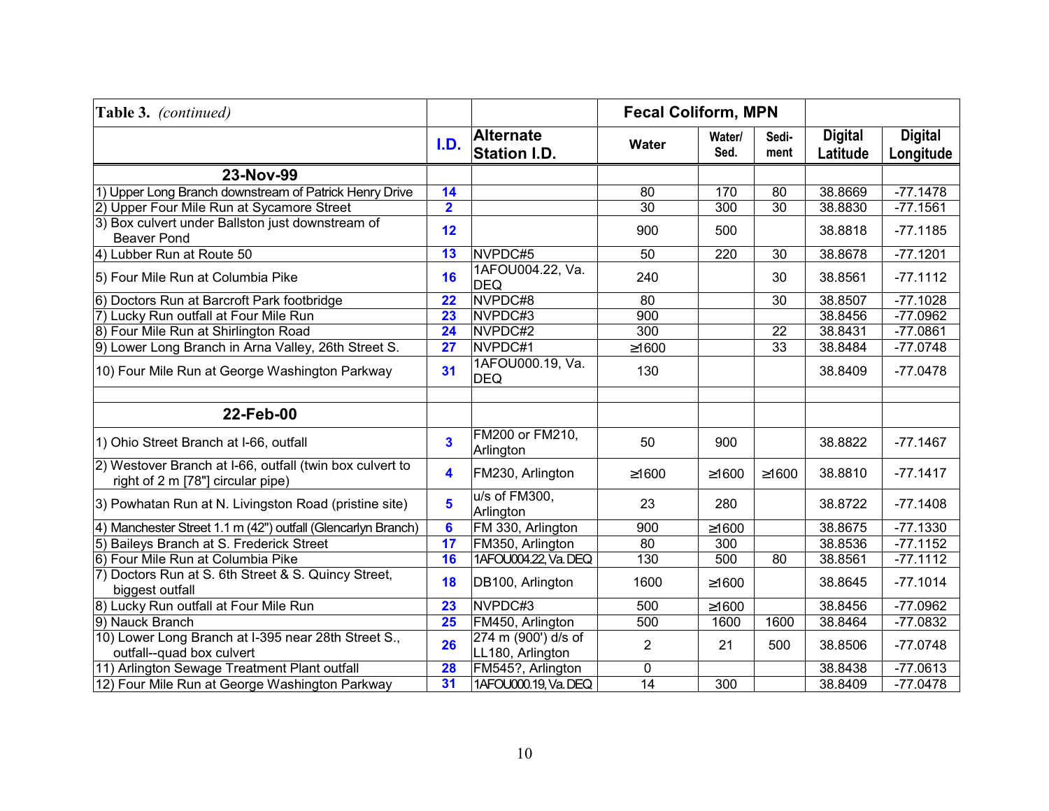| Table 3. *(continued)* | | | Fecal Coliform, MPN | | | | |
|---|---|---|---|---|---|---|---|
| | I.D. | Alternate Station I.D. | Water | Water/ Sed. | Sedi- ment | Digital Latitude | Digital Longitude |
| **23-Nov-99** | | | | | | | |
| 1) Upper Long Branch downstream of Patrick Henry Drive | 14 | | 80 | 170 | 80 | 38.8669 | -77.1478 |
| 2) Upper Four Mile Run at Sycamore Street | 2 | | 30 | 300 | 30 | 38.8830 | -77.1561 |
| 3) Box culvert under Ballston just downstream of Beaver Pond | 12 | | 900 | 500 | | 38.8818 | -77.1185 |
| 4) Lubber Run at Route 50 | 13 | NVPDC#5 | 50 | 220 | 30 | 38.8678 | -77.1201 |
| 5) Four Mile Run at Columbia Pike | 16 | 1AFOU004.22, Va. DEQ | 240 | | 30 | 38.8561 | -77.1112 |
| 6) Doctors Run at Barcroft Park footbridge | 22 | NVPDC#8 | 80 | | 30 | 38.8507 | -77.1028 |
| 7) Lucky Run outfall at Four Mile Run | 23 | NVPDC#3 | 900 | | | 38.8456 | -77.0962 |
| 8) Four Mile Run at Shirlington Road | 24 | NVPDC#2 | 300 | | 22 | 38.8431 | -77.0861 |
| 9) Lower Long Branch in Arna Valley, 26th Street S. | 27 | NVPDC#1 | ≥1600 | | 33 | 38.8484 | -77.0748 |
| 10) Four Mile Run at George Washington Parkway | 31 | 1AFOU000.19, Va. DEQ | 130 | | | 38.8409 | -77.0478 |
| | | | | | | | |
| **22-Feb-00** | | | | | | | |
| 1) Ohio Street Branch at I-66, outfall | 3 | FM200 or FM210, Arlington | 50 | 900 | | 38.8822 | -77.1467 |
| 2) Westover Branch at I-66, outfall (twin box culvert to right of 2 m [78"] circular pipe) | 4 | FM230, Arlington | ≥1600 | ≥1600 | ≥1600 | 38.8810 | -77.1417 |
| 3) Powhatan Run at N. Livingston Road (pristine site) | 5 | u/s of FM300, Arlington | 23 | 280 | | 38.8722 | -77.1408 |
| 4) Manchester Street 1.1 m (42") outfall (Glencarlyn Branch) | 6 | FM 330, Arlington | 900 | ≥1600 | | 38.8675 | -77.1330 |
| 5) Baileys Branch at S. Frederick Street | 17 | FM350, Arlington | 80 | 300 | | 38.8536 | -77.1152 |
| 6) Four Mile Run at Columbia Pike | 16 | 1AFOU004.22, Va. DEQ | 130 | 500 | 80 | 38.8561 | -77.1112 |
| 7) Doctors Run at S. 6th Street & S. Quincy Street, biggest outfall | 18 | DB100, Arlington | 1600 | ≥1600 | | 38.8645 | -77.1014 |
| 8) Lucky Run outfall at Four Mile Run | 23 | NVPDC#3 | 500 | ≥1600 | | 38.8456 | -77.0962 |
| 9) Nauck Branch | 25 | FM450, Arlington | 500 | 1600 | 1600 | 38.8464 | -77.0832 |
| 10) Lower Long Branch at I-395 near 28th Street S., outfall--quad box culvert | 26 | 274 m (900') d/s of LL180, Arlington | 2 | 21 | 500 | 38.8506 | -77.0748 |
| 11) Arlington Sewage Treatment Plant outfall | 28 | FM545?, Arlington | 0 | | | 38.8438 | -77.0613 |
| 12) Four Mile Run at George Washington Parkway | 31 | 1AFOU000.19, Va. DEQ | 14 | 300 | | 38.8409 | -77.0478 |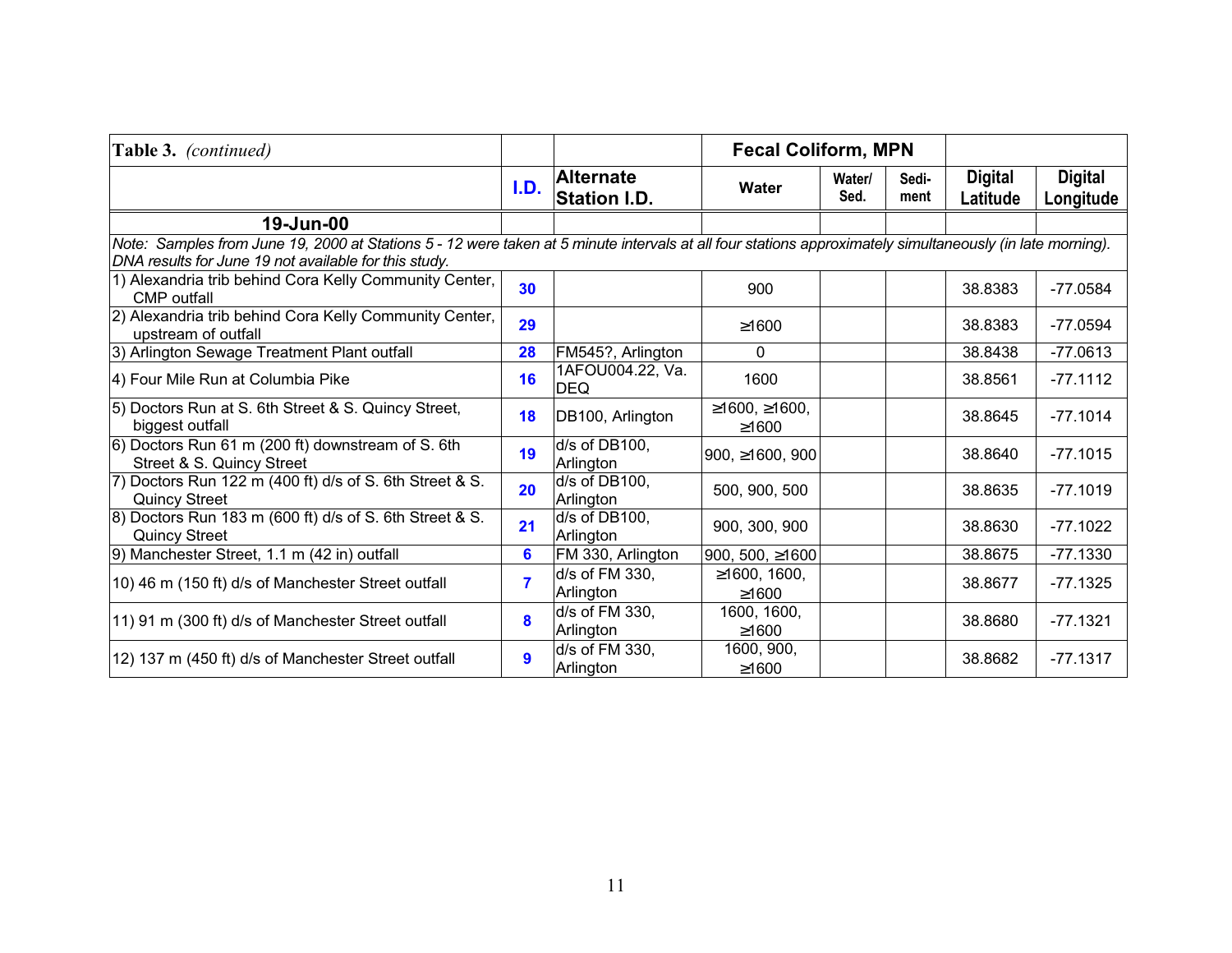| **Table 3.** *(continued)* | | | Fecal Coliform, MPN | | | | |
|---|---|---|---|---|---|---|---|
| | **I.D.** | **Alternate Station I.D.** | **Water** | **Water/ Sed.** | **Sedi- ment** | **Digital Latitude** | **Digital Longitude** |
| **19-Jun-00** | | | | | | | |
| *Note: Samples from June 19, 2000 at Stations 5 - 12 were taken at 5 minute intervals at all four stations approximately simultaneously (in late morning). DNA results for June 19 not available for this study.* | | | | | | | |
| 1) Alexandria trib behind Cora Kelly Community Center, CMP outfall | 30 | | 900 | | | 38.8383 | -77.0584 |
| 2) Alexandria trib behind Cora Kelly Community Center, upstream of outfall | 29 | | ≥1600 | | | 38.8383 | -77.0594 |
| 3) Arlington Sewage Treatment Plant outfall | 28 | FM545?, Arlington | 0 | | | 38.8438 | -77.0613 |
| 4) Four Mile Run at Columbia Pike | 16 | 1AFOU004.22, Va. DEQ | 1600 | | | 38.8561 | -77.1112 |
| 5) Doctors Run at S. 6th Street & S. Quincy Street, biggest outfall | 18 | DB100, Arlington | ≥1600, ≥1600, ≥1600 | | | 38.8645 | -77.1014 |
| 6) Doctors Run 61 m (200 ft) downstream of S. 6th Street & S. Quincy Street | 19 | d/s of DB100, Arlington | 900, ≥1600, 900 | | | 38.8640 | -77.1015 |
| 7) Doctors Run 122 m (400 ft) d/s of S. 6th Street & S. Quincy Street | 20 | d/s of DB100, Arlington | 500, 900, 500 | | | 38.8635 | -77.1019 |
| 8) Doctors Run 183 m (600 ft) d/s of S. 6th Street & S. Quincy Street | 21 | d/s of DB100, Arlington | 900, 300, 900 | | | 38.8630 | -77.1022 |
| 9) Manchester Street, 1.1 m (42 in) outfall | 6 | FM 330, Arlington | 900, 500, ≥1600 | | | 38.8675 | -77.1330 |
| 10) 46 m (150 ft) d/s of Manchester Street outfall | 7 | d/s of FM 330, Arlington | ≥1600, 1600, ≥1600 | | | 38.8677 | -77.1325 |
| 11) 91 m (300 ft) d/s of Manchester Street outfall | 8 | d/s of FM 330, Arlington | 1600, 1600, ≥1600 | | | 38.8680 | -77.1321 |
| 12) 137 m (450 ft) d/s of Manchester Street outfall | 9 | d/s of FM 330, Arlington | 1600, 900, ≥1600 | | | 38.8682 | -77.1317 |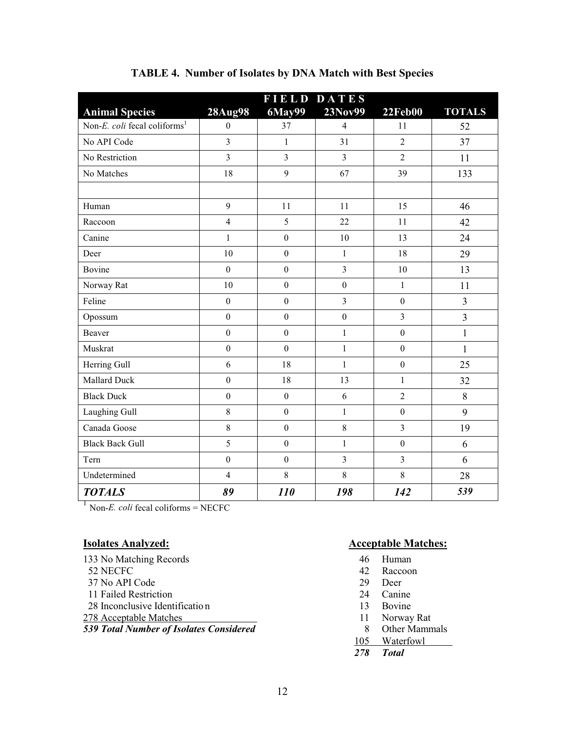### TABLE 4. Number of Isolates by DNA Match with Best Species

| Animal Species | FIELD DATES 28Aug98 | 6May99 | 23Nov99 | 22Feb00 | TOTALS |
|---|---|---|---|---|---|
| Non-*E. coli* fecal coliforms[1] | 0 | 37 | 4 | 11 | 52 |
| No API Code | 3 | 1 | 31 | 2 | 37 |
| No Restriction | 3 | 3 | 3 | 2 | 11 |
| No Matches | 18 | 9 | 67 | 39 | 133 |
| | | | | | |
| Human | 9 | 11 | 11 | 15 | 46 |
| Raccoon | 4 | 5 | 22 | 11 | 42 |
| Canine | 1 | 0 | 10 | 13 | 24 |
| Deer | 10 | 0 | 1 | 18 | 29 |
| Bovine | 0 | 0 | 3 | 10 | 13 |
| Norway Rat | 10 | 0 | 0 | 1 | 11 |
| Feline | 0 | 0 | 3 | 0 | 3 |
| Opossum | 0 | 0 | 0 | 3 | 3 |
| Beaver | 0 | 0 | 1 | 0 | 1 |
| Muskrat | 0 | 0 | 1 | 0 | 1 |
| Herring Gull | 6 | 18 | 1 | 0 | 25 |
| Mallard Duck | 0 | 18 | 13 | 1 | 32 |
| Black Duck | 0 | 0 | 6 | 2 | 8 |
| Laughing Gull | 8 | 0 | 1 | 0 | 9 |
| Canada Goose | 8 | 0 | 8 | 3 | 19 |
| Black Back Gull | 5 | 0 | 1 | 0 | 6 |
| Tern | 0 | 0 | 3 | 3 | 6 |
| Undetermined | 4 | 8 | 8 | 8 | 28 |
| ***TOTALS*** | ***89*** | ***110*** | ***198*** | ***142*** | ***539*** |

[1] Non-*E. coli* fecal coliforms = NECFC

**Isolates Analyzed:**

133 No Matching Records
52 NECFC
37 No API Code
11 Failed Restriction
28 Inconclusive Identification
278 Acceptable Matches
***539 Total Number of Isolates Considered***

**Acceptable Matches:**

46 Human
42 Raccoon
29 Deer
24 Canine
13 Bovine
11 Norway Rat
8 Other Mammals
105 Waterfowl
***278 Total***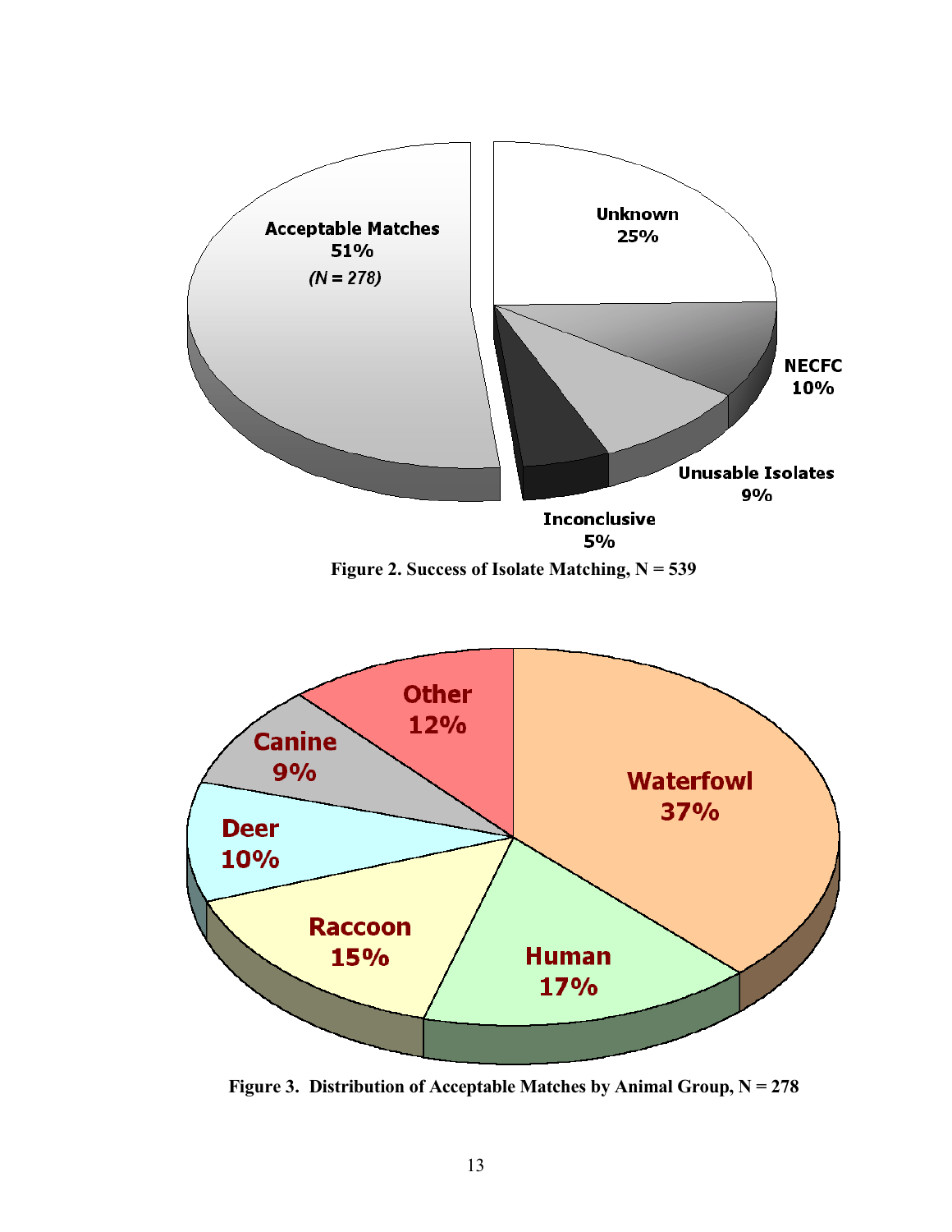Acceptable Matches
51%
*(N = 278)*

Unknown
25%

NECFC
10%

Unusable Isolates
9%

Inconclusive
5%

**Figure 2. Success of Isolate Matching, N = 539**

Other
12%

Canine
9%

Waterfowl
37%

Deer
10%

Raccoon
15%

Human
17%

**Figure 3. Distribution of Acceptable Matches by Animal Group, N = 278**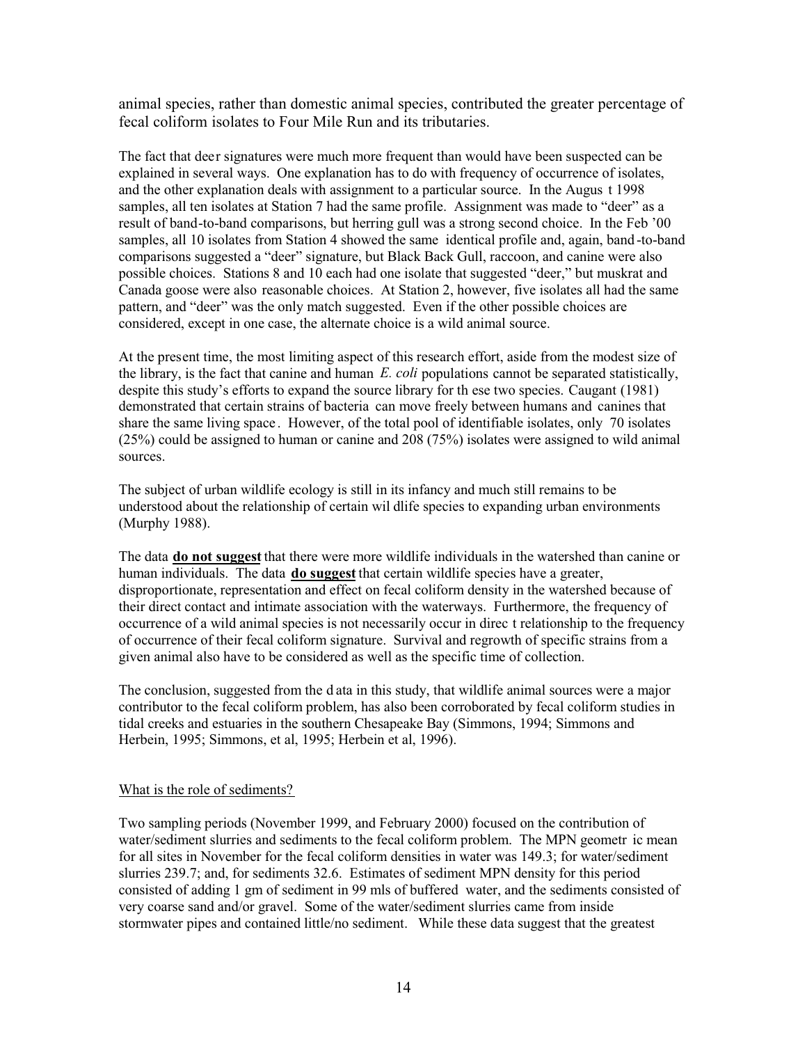animal species, rather than domestic animal species, contributed the greater percentage of fecal coliform isolates to Four Mile Run and its tributaries.

The fact that deer signatures were much more frequent than would have been suspected can be explained in several ways. One explanation has to do with frequency of occurrence of isolates, and the other explanation deals with assignment to a particular source. In the August 1998 samples, all ten isolates at Station 7 had the same profile. Assignment was made to "deer" as a result of band-to-band comparisons, but herring gull was a strong second choice. In the Feb '00 samples, all 10 isolates from Station 4 showed the same identical profile and, again, band-to-band comparisons suggested a "deer" signature, but Black Back Gull, raccoon, and canine were also possible choices. Stations 8 and 10 each had one isolate that suggested "deer," but muskrat and Canada goose were also reasonable choices. At Station 2, however, five isolates all had the same pattern, and "deer" was the only match suggested. Even if the other possible choices are considered, except in one case, the alternate choice is a wild animal source.

At the present time, the most limiting aspect of this research effort, aside from the modest size of the library, is the fact that canine and human *E. coli* populations cannot be separated statistically, despite this study's efforts to expand the source library for these two species. Caugant (1981) demonstrated that certain strains of bacteria can move freely between humans and canines that share the same living space. However, of the total pool of identifiable isolates, only 70 isolates (25%) could be assigned to human or canine and 208 (75%) isolates were assigned to wild animal sources.

The subject of urban wildlife ecology is still in its infancy and much still remains to be understood about the relationship of certain wildlife species to expanding urban environments (Murphy 1988).

The data <u>**do not suggest**</u> that there were more wildlife individuals in the watershed than canine or human individuals. The data <u>**do suggest**</u> that certain wildlife species have a greater, disproportionate, representation and effect on fecal coliform density in the watershed because of their direct contact and intimate association with the waterways. Furthermore, the frequency of occurrence of a wild animal species is not necessarily occur in direct relationship to the frequency of occurrence of their fecal coliform signature. Survival and regrowth of specific strains from a given animal also have to be considered as well as the specific time of collection.

The conclusion, suggested from the data in this study, that wildlife animal sources were a major contributor to the fecal coliform problem, has also been corroborated by fecal coliform studies in tidal creeks and estuaries in the southern Chesapeake Bay (Simmons, 1994; Simmons and Herbein, 1995; Simmons, et al, 1995; Herbein et al, 1996).

<u>What is the role of sediments?</u>

Two sampling periods (November 1999, and February 2000) focused on the contribution of water/sediment slurries and sediments to the fecal coliform problem. The MPN geometric mean for all sites in November for the fecal coliform densities in water was 149.3; for water/sediment slurries 239.7; and, for sediments 32.6. Estimates of sediment MPN density for this period consisted of adding 1 gm of sediment in 99 mls of buffered water, and the sediments consisted of very coarse sand and/or gravel. Some of the water/sediment slurries came from inside stormwater pipes and contained little/no sediment. While these data suggest that the greatest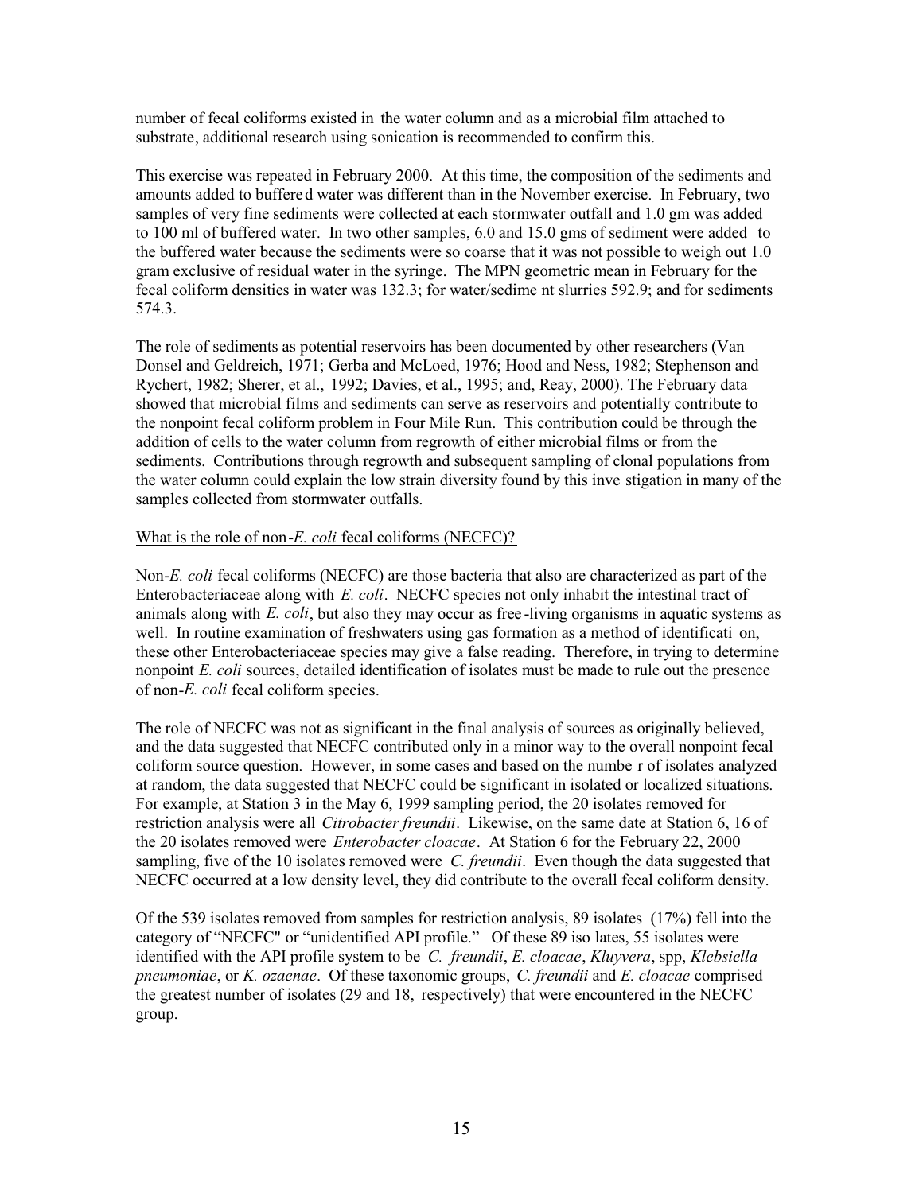number of fecal coliforms existed in the water column and as a microbial film attached to substrate, additional research using sonication is recommended to confirm this.

This exercise was repeated in February 2000. At this time, the composition of the sediments and amounts added to buffered water was different than in the November exercise. In February, two samples of very fine sediments were collected at each stormwater outfall and 1.0 gm was added to 100 ml of buffered water. In two other samples, 6.0 and 15.0 gms of sediment were added to the buffered water because the sediments were so coarse that it was not possible to weigh out 1.0 gram exclusive of residual water in the syringe. The MPN geometric mean in February for the fecal coliform densities in water was 132.3; for water/sediment slurries 592.9; and for sediments 574.3.

The role of sediments as potential reservoirs has been documented by other researchers (Van Donsel and Geldreich, 1971; Gerba and McLoed, 1976; Hood and Ness, 1982; Stephenson and Rychert, 1982; Sherer, et al., 1992; Davies, et al., 1995; and, Reay, 2000). The February data showed that microbial films and sediments can serve as reservoirs and potentially contribute to the nonpoint fecal coliform problem in Four Mile Run. This contribution could be through the addition of cells to the water column from regrowth of either microbial films or from the sediments. Contributions through regrowth and subsequent sampling of clonal populations from the water column could explain the low strain diversity found by this investigation in many of the samples collected from stormwater outfalls.

What is the role of non-*E. coli* fecal coliforms (NECFC)?

Non-*E. coli* fecal coliforms (NECFC) are those bacteria that also are characterized as part of the Enterobacteriaceae along with *E. coli*. NECFC species not only inhabit the intestinal tract of animals along with *E. coli*, but also they may occur as free-living organisms in aquatic systems as well. In routine examination of freshwaters using gas formation as a method of identification, these other Enterobacteriaceae species may give a false reading. Therefore, in trying to determine nonpoint *E. coli* sources, detailed identification of isolates must be made to rule out the presence of non-*E. coli* fecal coliform species.

The role of NECFC was not as significant in the final analysis of sources as originally believed, and the data suggested that NECFC contributed only in a minor way to the overall nonpoint fecal coliform source question. However, in some cases and based on the number of isolates analyzed at random, the data suggested that NECFC could be significant in isolated or localized situations. For example, at Station 3 in the May 6, 1999 sampling period, the 20 isolates removed for restriction analysis were all *Citrobacter freundii*. Likewise, on the same date at Station 6, 16 of the 20 isolates removed were *Enterobacter cloacae*. At Station 6 for the February 22, 2000 sampling, five of the 10 isolates removed were *C. freundii*. Even though the data suggested that NECFC occurred at a low density level, they did contribute to the overall fecal coliform density.

Of the 539 isolates removed from samples for restriction analysis, 89 isolates (17%) fell into the category of "NECFC" or "unidentified API profile." Of these 89 isolates, 55 isolates were identified with the API profile system to be *C. freundii*, *E. cloacae*, *Kluyvera*, spp, *Klebsiella pneumoniae*, or *K. ozaenae*. Of these taxonomic groups, *C. freundii* and *E. cloacae* comprised the greatest number of isolates (29 and 18, respectively) that were encountered in the NECFC group.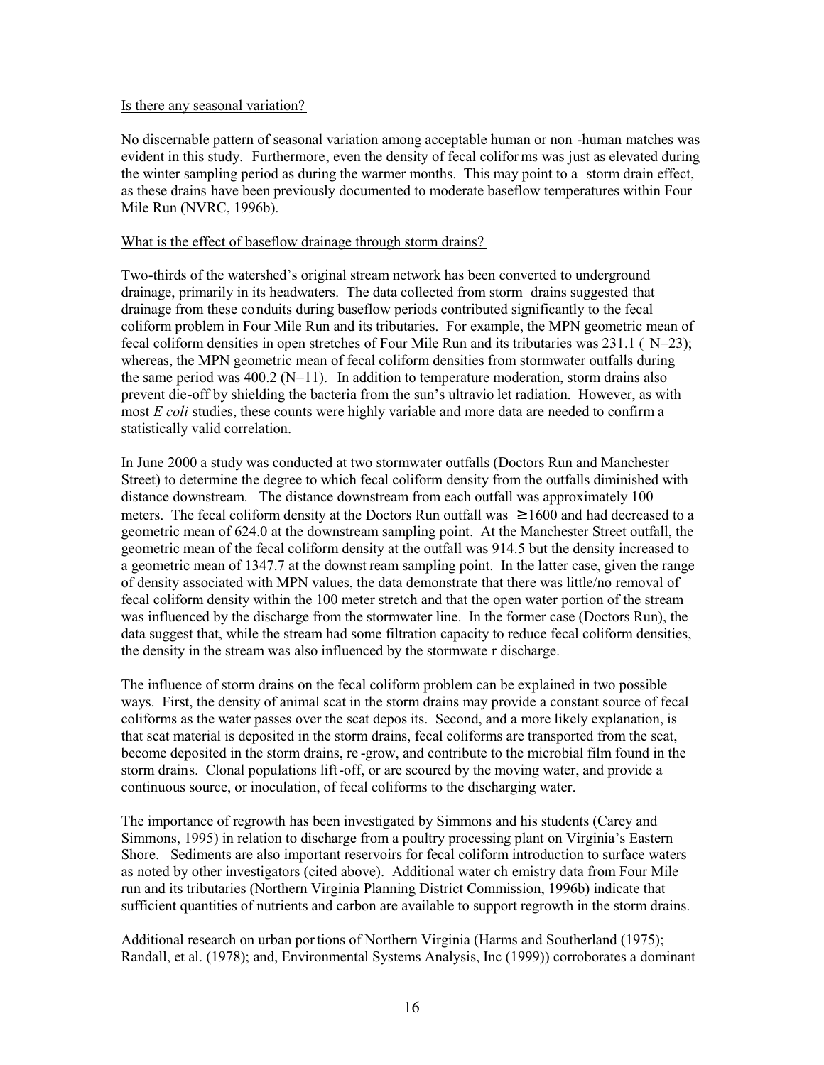Is there any seasonal variation?

No discernable pattern of seasonal variation among acceptable human or non-human matches was evident in this study. Furthermore, even the density of fecal coliforms was just as elevated during the winter sampling period as during the warmer months. This may point to a storm drain effect, as these drains have been previously documented to moderate baseflow temperatures within Four Mile Run (NVRC, 1996b).

What is the effect of baseflow drainage through storm drains?

Two-thirds of the watershed's original stream network has been converted to underground drainage, primarily in its headwaters. The data collected from storm drains suggested that drainage from these conduits during baseflow periods contributed significantly to the fecal coliform problem in Four Mile Run and its tributaries. For example, the MPN geometric mean of fecal coliform densities in open stretches of Four Mile Run and its tributaries was 231.1 ( N=23); whereas, the MPN geometric mean of fecal coliform densities from stormwater outfalls during the same period was 400.2 (N=11). In addition to temperature moderation, storm drains also prevent die-off by shielding the bacteria from the sun's ultraviolet radiation. However, as with most *E coli* studies, these counts were highly variable and more data are needed to confirm a statistically valid correlation.

In June 2000 a study was conducted at two stormwater outfalls (Doctors Run and Manchester Street) to determine the degree to which fecal coliform density from the outfalls diminished with distance downstream. The distance downstream from each outfall was approximately 100 meters. The fecal coliform density at the Doctors Run outfall was $\geq$1600 and had decreased to a geometric mean of 624.0 at the downstream sampling point. At the Manchester Street outfall, the geometric mean of the fecal coliform density at the outfall was 914.5 but the density increased to a geometric mean of 1347.7 at the downstream sampling point. In the latter case, given the range of density associated with MPN values, the data demonstrate that there was little/no removal of fecal coliform density within the 100 meter stretch and that the open water portion of the stream was influenced by the discharge from the stormwater line. In the former case (Doctors Run), the data suggest that, while the stream had some filtration capacity to reduce fecal coliform densities, the density in the stream was also influenced by the stormwater discharge.

The influence of storm drains on the fecal coliform problem can be explained in two possible ways. First, the density of animal scat in the storm drains may provide a constant source of fecal coliforms as the water passes over the scat deposits. Second, and a more likely explanation, is that scat material is deposited in the storm drains, fecal coliforms are transported from the scat, become deposited in the storm drains, re-grow, and contribute to the microbial film found in the storm drains. Clonal populations lift-off, or are scoured by the moving water, and provide a continuous source, or inoculation, of fecal coliforms to the discharging water.

The importance of regrowth has been investigated by Simmons and his students (Carey and Simmons, 1995) in relation to discharge from a poultry processing plant on Virginia's Eastern Shore. Sediments are also important reservoirs for fecal coliform introduction to surface waters as noted by other investigators (cited above). Additional water chemistry data from Four Mile run and its tributaries (Northern Virginia Planning District Commission, 1996b) indicate that sufficient quantities of nutrients and carbon are available to support regrowth in the storm drains.

Additional research on urban portions of Northern Virginia (Harms and Southerland (1975); Randall, et al. (1978); and, Environmental Systems Analysis, Inc (1999)) corroborates a dominant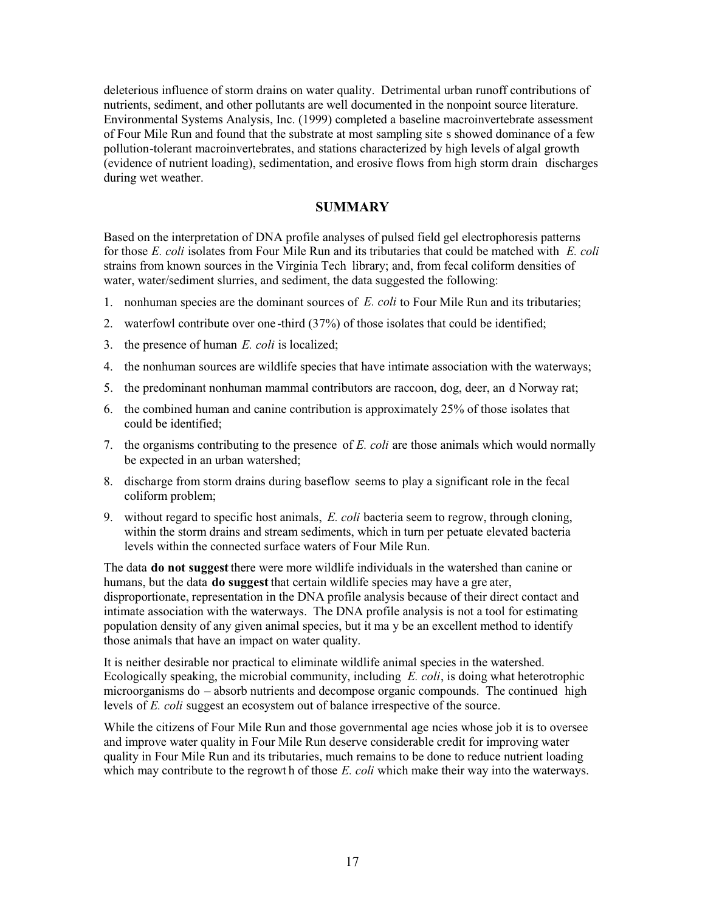deleterious influence of storm drains on water quality. Detrimental urban runoff contributions of nutrients, sediment, and other pollutants are well documented in the nonpoint source literature. Environmental Systems Analysis, Inc. (1999) completed a baseline macroinvertebrate assessment of Four Mile Run and found that the substrate at most sampling sites showed dominance of a few pollution-tolerant macroinvertebrates, and stations characterized by high levels of algal growth (evidence of nutrient loading), sedimentation, and erosive flows from high storm drain discharges during wet weather.

## SUMMARY

Based on the interpretation of DNA profile analyses of pulsed field gel electrophoresis patterns for those *E. coli* isolates from Four Mile Run and its tributaries that could be matched with *E. coli* strains from known sources in the Virginia Tech library; and, from fecal coliform densities of water, water/sediment slurries, and sediment, the data suggested the following:

1. nonhuman species are the dominant sources of *E. coli* to Four Mile Run and its tributaries;
2. waterfowl contribute over one-third (37%) of those isolates that could be identified;
3. the presence of human *E. coli* is localized;
4. the nonhuman sources are wildlife species that have intimate association with the waterways;
5. the predominant nonhuman mammal contributors are raccoon, dog, deer, and Norway rat;
6. the combined human and canine contribution is approximately 25% of those isolates that could be identified;
7. the organisms contributing to the presence of *E. coli* are those animals which would normally be expected in an urban watershed;
8. discharge from storm drains during baseflow seems to play a significant role in the fecal coliform problem;
9. without regard to specific host animals, *E. coli* bacteria seem to regrow, through cloning, within the storm drains and stream sediments, which in turn perpetuate elevated bacteria levels within the connected surface waters of Four Mile Run.

The data **do not suggest** there were more wildlife individuals in the watershed than canine or humans, but the data **do suggest** that certain wildlife species may have a greater, disproportionate, representation in the DNA profile analysis because of their direct contact and intimate association with the waterways. The DNA profile analysis is not a tool for estimating population density of any given animal species, but it may be an excellent method to identify those animals that have an impact on water quality.

It is neither desirable nor practical to eliminate wildlife animal species in the watershed. Ecologically speaking, the microbial community, including *E. coli*, is doing what heterotrophic microorganisms do – absorb nutrients and decompose organic compounds. The continued high levels of *E. coli* suggest an ecosystem out of balance irrespective of the source.

While the citizens of Four Mile Run and those governmental agencies whose job it is to oversee and improve water quality in Four Mile Run deserve considerable credit for improving water quality in Four Mile Run and its tributaries, much remains to be done to reduce nutrient loading which may contribute to the regrowth of those *E. coli* which make their way into the waterways.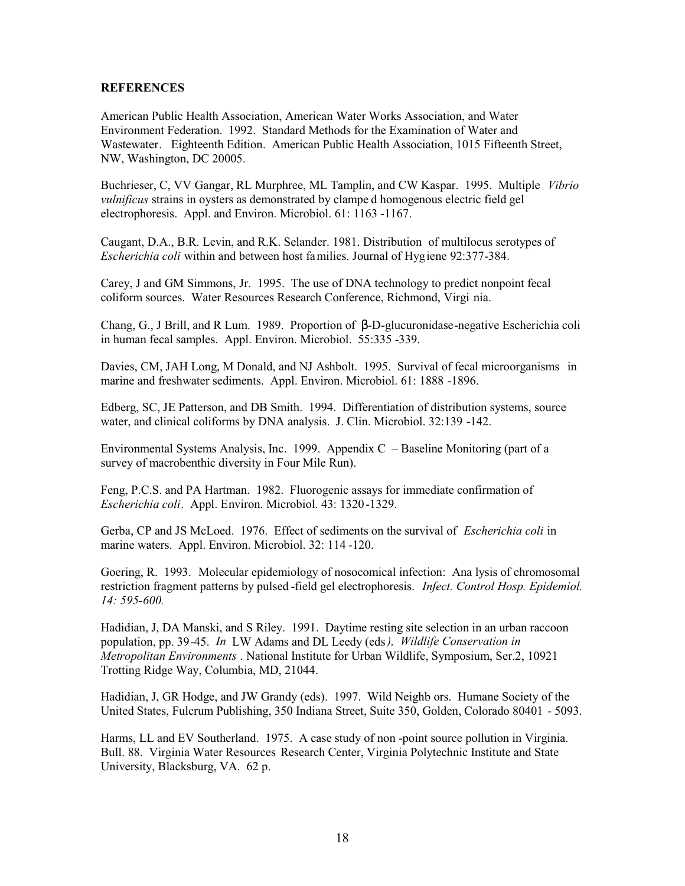## REFERENCES

American Public Health Association, American Water Works Association, and Water Environment Federation. 1992. Standard Methods for the Examination of Water and Wastewater. Eighteenth Edition. American Public Health Association, 1015 Fifteenth Street, NW, Washington, DC 20005.

Buchrieser, C, VV Gangar, RL Murphree, ML Tamplin, and CW Kaspar. 1995. Multiple *Vibrio vulnificus* strains in oysters as demonstrated by clamped homogenous electric field gel electrophoresis. Appl. and Environ. Microbiol. 61: 1163-1167.

Caugant, D.A., B.R. Levin, and R.K. Selander. 1981. Distribution of multilocus serotypes of *Escherichia coli* within and between host families. Journal of Hygiene 92:377-384.

Carey, J and GM Simmons, Jr. 1995. The use of DNA technology to predict nonpoint fecal coliform sources. Water Resources Research Conference, Richmond, Virginia.

Chang, G., J Brill, and R Lum. 1989. Proportion of β-D-glucuronidase-negative Escherichia coli in human fecal samples. Appl. Environ. Microbiol. 55:335-339.

Davies, CM, JAH Long, M Donald, and NJ Ashbolt. 1995. Survival of fecal microorganisms in marine and freshwater sediments. Appl. Environ. Microbiol. 61: 1888-1896.

Edberg, SC, JE Patterson, and DB Smith. 1994. Differentiation of distribution systems, source water, and clinical coliforms by DNA analysis. J. Clin. Microbiol. 32:139-142.

Environmental Systems Analysis, Inc. 1999. Appendix C – Baseline Monitoring (part of a survey of macrobenthic diversity in Four Mile Run).

Feng, P.C.S. and PA Hartman. 1982. Fluorogenic assays for immediate confirmation of *Escherichia coli*. Appl. Environ. Microbiol. 43: 1320-1329.

Gerba, CP and JS McLoed. 1976. Effect of sediments on the survival of *Escherichia coli* in marine waters. Appl. Environ. Microbiol. 32: 114-120.

Goering, R. 1993. Molecular epidemiology of nosocomical infection: Analysis of chromosomal restriction fragment patterns by pulsed-field gel electrophoresis. *Infect. Control Hosp. Epidemiol. 14: 595-600.*

Hadidian, J, DA Manski, and S Riley. 1991. Daytime resting site selection in an urban raccoon population, pp. 39-45. *In* LW Adams and DL Leedy (eds*), Wildlife Conservation in Metropolitan Environments*. National Institute for Urban Wildlife, Symposium, Ser.2, 10921 Trotting Ridge Way, Columbia, MD, 21044.

Hadidian, J, GR Hodge, and JW Grandy (eds). 1997. Wild Neighbors. Humane Society of the United States, Fulcrum Publishing, 350 Indiana Street, Suite 350, Golden, Colorado 80401 - 5093.

Harms, LL and EV Southerland. 1975. A case study of non-point source pollution in Virginia. Bull. 88. Virginia Water Resources Research Center, Virginia Polytechnic Institute and State University, Blacksburg, VA. 62 p.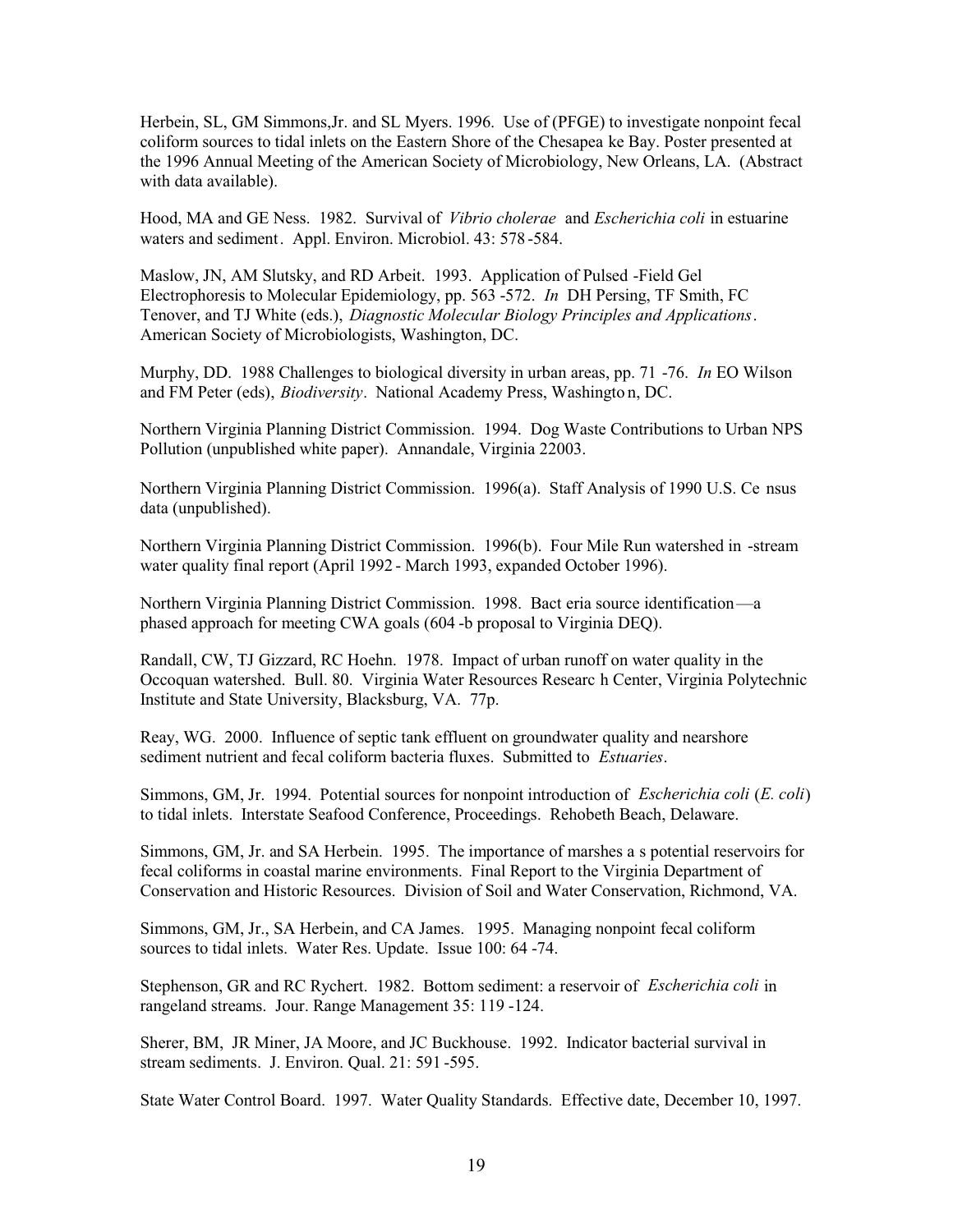Herbein, SL, GM Simmons,Jr. and SL Myers. 1996. Use of (PFGE) to investigate nonpoint fecal coliform sources to tidal inlets on the Eastern Shore of the Chesapeake Bay. Poster presented at the 1996 Annual Meeting of the American Society of Microbiology, New Orleans, LA. (Abstract with data available).

Hood, MA and GE Ness. 1982. Survival of *Vibrio cholerae* and *Escherichia coli* in estuarine waters and sediment. Appl. Environ. Microbiol. 43: 578-584.

Maslow, JN, AM Slutsky, and RD Arbeit. 1993. Application of Pulsed-Field Gel Electrophoresis to Molecular Epidemiology, pp. 563-572. *In* DH Persing, TF Smith, FC Tenover, and TJ White (eds.), *Diagnostic Molecular Biology Principles and Applications*. American Society of Microbiologists, Washington, DC.

Murphy, DD. 1988 Challenges to biological diversity in urban areas, pp. 71-76. *In* EO Wilson and FM Peter (eds), *Biodiversity*. National Academy Press, Washington, DC.

Northern Virginia Planning District Commission. 1994. Dog Waste Contributions to Urban NPS Pollution (unpublished white paper). Annandale, Virginia 22003.

Northern Virginia Planning District Commission. 1996(a). Staff Analysis of 1990 U.S. Census data (unpublished).

Northern Virginia Planning District Commission. 1996(b). Four Mile Run watershed in-stream water quality final report (April 1992 - March 1993, expanded October 1996).

Northern Virginia Planning District Commission. 1998. Bacteria source identification—a phased approach for meeting CWA goals (604-b proposal to Virginia DEQ).

Randall, CW, TJ Gizzard, RC Hoehn. 1978. Impact of urban runoff on water quality in the Occoquan watershed. Bull. 80. Virginia Water Resources Research Center, Virginia Polytechnic Institute and State University, Blacksburg, VA. 77p.

Reay, WG. 2000. Influence of septic tank effluent on groundwater quality and nearshore sediment nutrient and fecal coliform bacteria fluxes. Submitted to *Estuaries*.

Simmons, GM, Jr. 1994. Potential sources for nonpoint introduction of *Escherichia coli* (*E. coli*) to tidal inlets. Interstate Seafood Conference, Proceedings. Rehobeth Beach, Delaware.

Simmons, GM, Jr. and SA Herbein. 1995. The importance of marshes as potential reservoirs for fecal coliforms in coastal marine environments. Final Report to the Virginia Department of Conservation and Historic Resources. Division of Soil and Water Conservation, Richmond, VA.

Simmons, GM, Jr., SA Herbein, and CA James. 1995. Managing nonpoint fecal coliform sources to tidal inlets. Water Res. Update. Issue 100: 64-74.

Stephenson, GR and RC Rychert. 1982. Bottom sediment: a reservoir of *Escherichia coli* in rangeland streams. Jour. Range Management 35: 119-124.

Sherer, BM, JR Miner, JA Moore, and JC Buckhouse. 1992. Indicator bacterial survival in stream sediments. J. Environ. Qual. 21: 591-595.

State Water Control Board. 1997. Water Quality Standards. Effective date, December 10, 1997.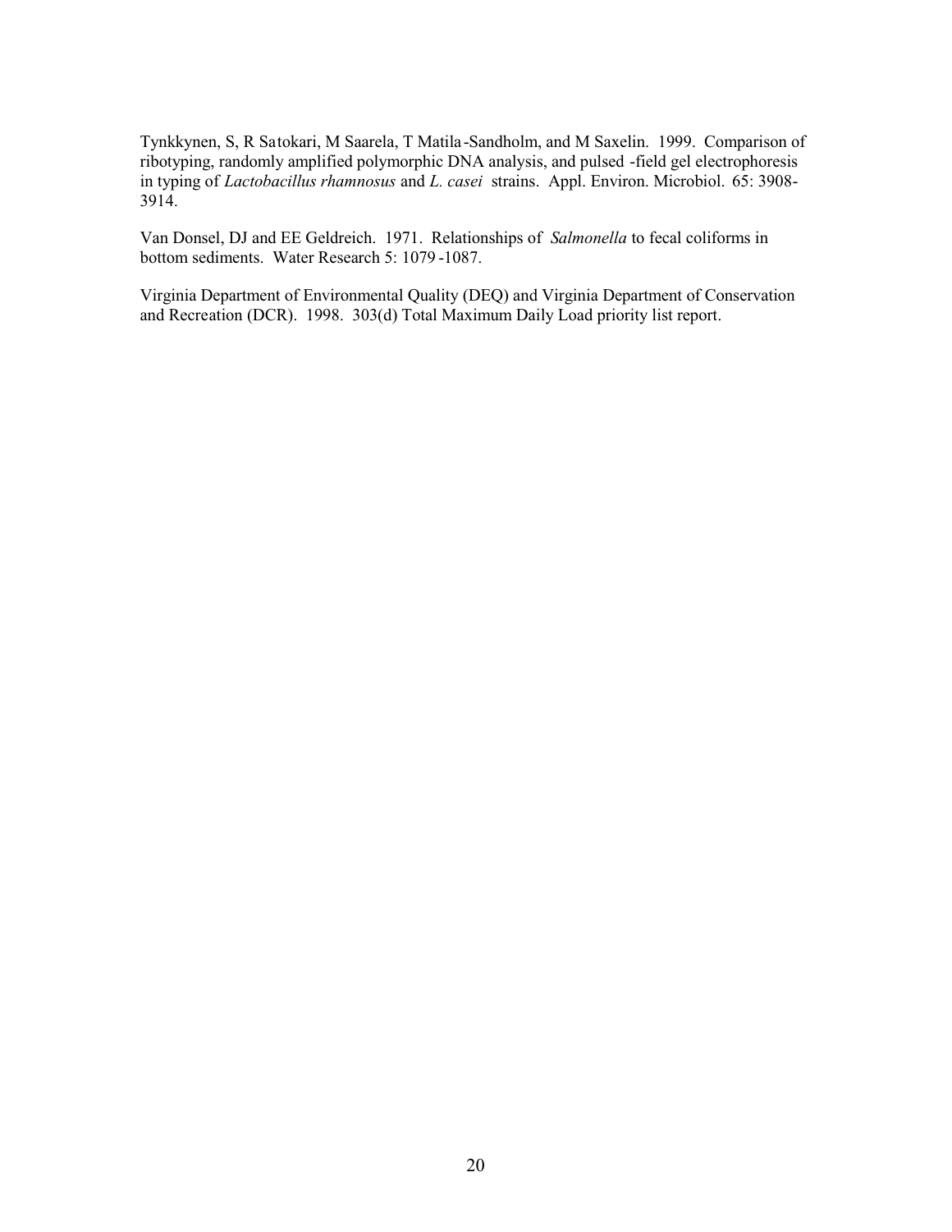Tynkkynen, S, R Satokari, M Saarela, T Matila-Sandholm, and M Saxelin. 1999. Comparison of ribotyping, randomly amplified polymorphic DNA analysis, and pulsed-field gel electrophoresis in typing of *Lactobacillus rhamnosus* and *L. casei* strains. Appl. Environ. Microbiol. 65: 3908-3914.

Van Donsel, DJ and EE Geldreich. 1971. Relationships of *Salmonella* to fecal coliforms in bottom sediments. Water Research 5: 1079-1087.

Virginia Department of Environmental Quality (DEQ) and Virginia Department of Conservation and Recreation (DCR). 1998. 303(d) Total Maximum Daily Load priority list report.